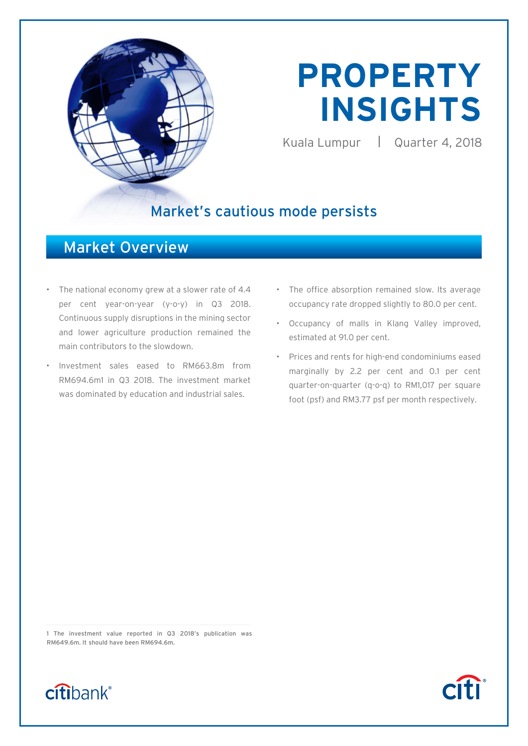# PROPERTY INSIGHTS

Kuala Lumpur | Quarter 4, 2018

## Market's cautious mode persists

## Market Overview

- The national economy grew at a slower rate of 4.4 per cent year-on-year (y-o-y) in Q3 2018. Continuous supply disruptions in the mining sector and lower agriculture production remained the main contributors to the slowdown.
- Investment sales eased to RM663.8m from RM694.6m[1] in Q3 2018. The investment market was dominated by education and industrial sales.
- The office absorption remained slow. Its average occupancy rate dropped slightly to 80.0 per cent.
- Occupancy of malls in Klang Valley improved, estimated at 91.0 per cent.
- Prices and rents for high-end condominiums eased marginally by 2.2 per cent and 0.1 per cent quarter-on-quarter (q-o-q) to RM1,017 per square foot (psf) and RM3.77 psf per month respectively.

[1] The investment value reported in Q3 2018's publication was RM649.6m. It should have been RM694.6m.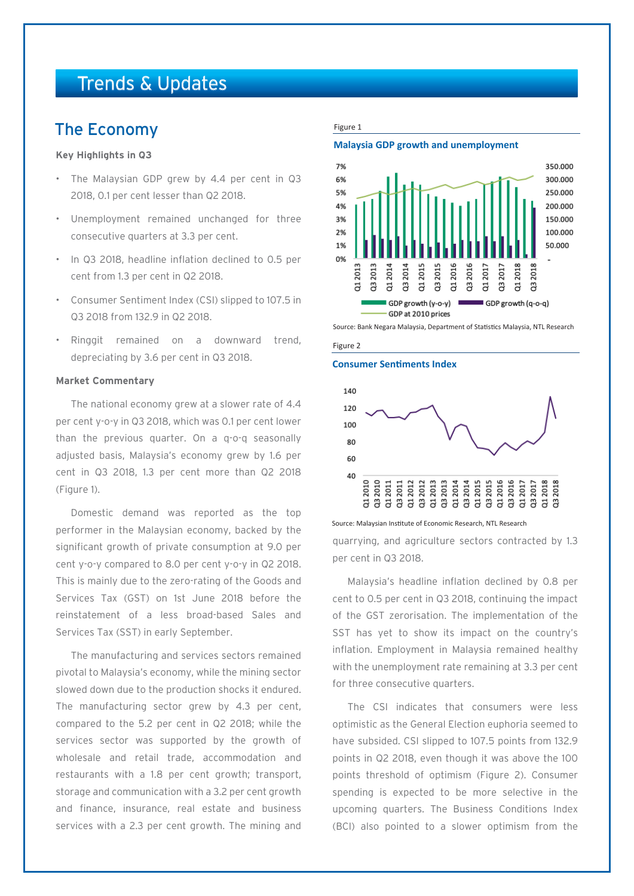# Trends & Updates

## The Economy

**Key Highlights in Q3**

- The Malaysian GDP grew by 4.4 per cent in Q3 2018, 0.1 per cent lesser than Q2 2018.
- Unemployment remained unchanged for three consecutive quarters at 3.3 per cent.
- In Q3 2018, headline inflation declined to 0.5 per cent from 1.3 per cent in Q2 2018.
- Consumer Sentiment Index (CSI) slipped to 107.5 in Q3 2018 from 132.9 in Q2 2018.
- Ringgit remained on a downward trend, depreciating by 3.6 per cent in Q3 2018.

**Market Commentary**

The national economy grew at a slower rate of 4.4 per cent y-o-y in Q3 2018, which was 0.1 per cent lower than the previous quarter. On a q-o-q seasonally adjusted basis, Malaysia's economy grew by 1.6 per cent in Q3 2018, 1.3 per cent more than Q2 2018 (Figure 1).

Domestic demand was reported as the top performer in the Malaysian economy, backed by the significant growth of private consumption at 9.0 per cent y-o-y compared to 8.0 per cent y-o-y in Q2 2018. This is mainly due to the zero-rating of the Goods and Services Tax (GST) on 1st June 2018 before the reinstatement of a less broad-based Sales and Services Tax (SST) in early September.

The manufacturing and services sectors remained pivotal to Malaysia's economy, while the mining sector slowed down due to the production shocks it endured. The manufacturing sector grew by 4.3 per cent, compared to the 5.2 per cent in Q2 2018; while the services sector was supported by the growth of wholesale and retail trade, accommodation and restaurants with a 1.8 per cent growth; transport, storage and communication with a 3.2 per cent growth and finance, insurance, real estate and business services with a 2.3 per cent growth. The mining and quarrying, and agriculture sectors contracted by 1.3 per cent in Q3 2018.

Figure 1

**Malaysia GDP growth and unemployment**

Source: Bank Negara Malaysia, Department of Statistics Malaysia, NTL Research

Figure 2

**Consumer Sentiments Index**

Source: Malaysian Institute of Economic Research, NTL Research

Malaysia's headline inflation declined by 0.8 per cent to 0.5 per cent in Q3 2018, continuing the impact of the GST zerorisation. The implementation of the SST has yet to show its impact on the country's inflation. Employment in Malaysia remained healthy with the unemployment rate remaining at 3.3 per cent for three consecutive quarters.

The CSI indicates that consumers were less optimistic as the General Election euphoria seemed to have subsided. CSI slipped to 107.5 points from 132.9 points in Q2 2018, even though it was above the 100 points threshold of optimism (Figure 2). Consumer spending is expected to be more selective in the upcoming quarters. The Business Conditions Index (BCI) also pointed to a slower optimism from the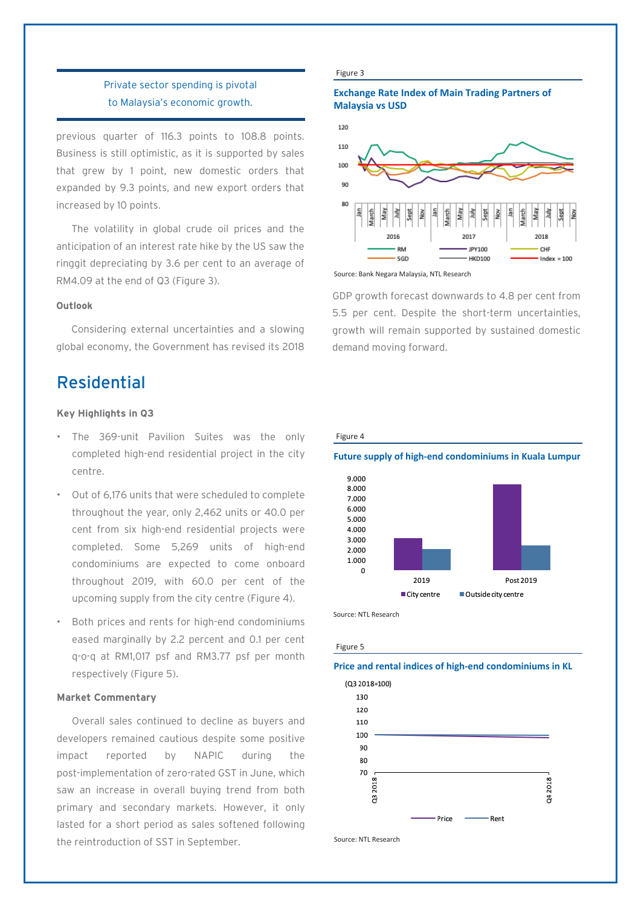> Private sector spending is pivotal to Malaysia's economic growth.

previous quarter of 116.3 points to 108.8 points. Business is still optimistic, as it is supported by sales that grew by 1 point, new domestic orders that expanded by 9.3 points, and new export orders that increased by 10 points.

The volatility in global crude oil prices and the anticipation of an interest rate hike by the US saw the ringgit depreciating by 3.6 per cent to an average of RM4.09 at the end of Q3 (Figure 3).

Figure 3

**Exchange Rate Index of Main Trading Partners of Malaysia vs USD**

Source: Bank Negara Malaysia, NTL Research

### Outlook

Considering external uncertainties and a slowing global economy, the Government has revised its 2018 GDP growth forecast downwards to 4.8 per cent from 5.5 per cent. Despite the short-term uncertainties, growth will remain supported by sustained domestic demand moving forward.

## Residential

### Key Highlights in Q3

- The 369-unit Pavilion Suites was the only completed high-end residential project in the city centre.
- Out of 6,176 units that were scheduled to complete throughout the year, only 2,462 units or 40.0 per cent from six high-end residential projects were completed. Some 5,269 units of high-end condominiums are expected to come onboard throughout 2019, with 60.0 per cent of the upcoming supply from the city centre (Figure 4).
- Both prices and rents for high-end condominiums eased marginally by 2.2 percent and 0.1 per cent q-o-q at RM1,017 psf and RM3.77 psf per month respectively (Figure 5).

### Market Commentary

Overall sales continued to decline as buyers and developers remained cautious despite some positive impact reported by NAPIC during the post-implementation of zero-rated GST in June, which saw an increase in overall buying trend from both primary and secondary markets. However, it only lasted for a short period as sales softened following the reintroduction of SST in September.

Figure 4

**Future supply of high-end condominiums in Kuala Lumpur**

Source: NTL Research

Figure 5

**Price and rental indices of high-end condominiums in KL**

Source: NTL Research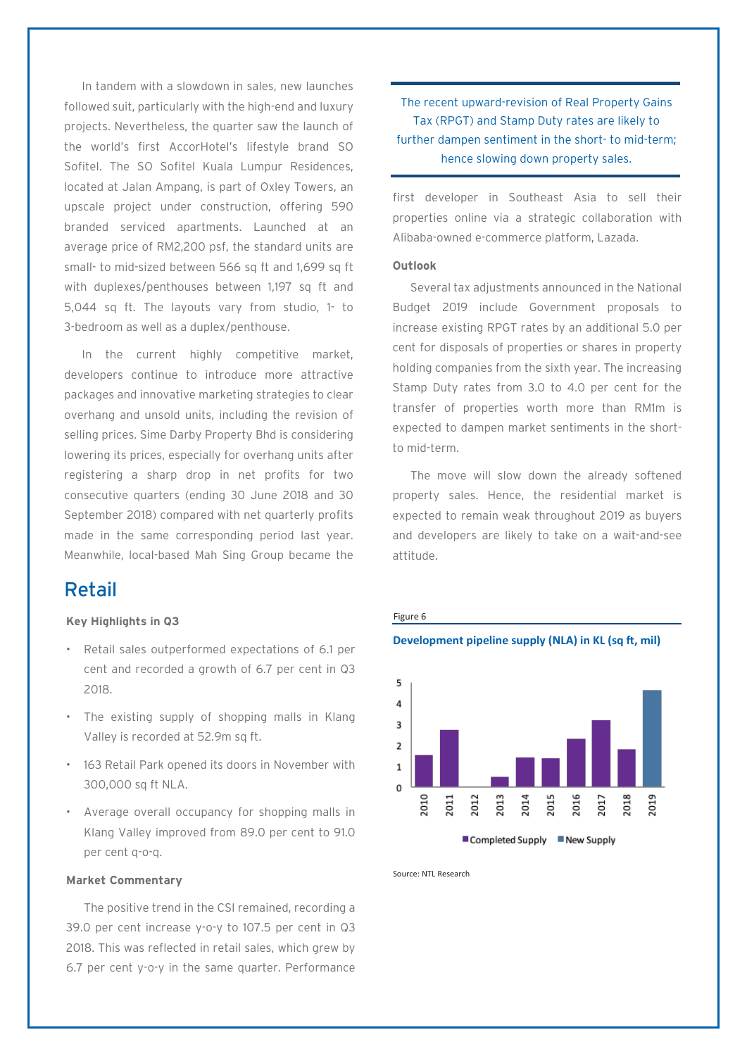In tandem with a slowdown in sales, new launches followed suit, particularly with the high-end and luxury projects. Nevertheless, the quarter saw the launch of the world's first AccorHotel's lifestyle brand SO Sofitel. The SO Sofitel Kuala Lumpur Residences, located at Jalan Ampang, is part of Oxley Towers, an upscale project under construction, offering 590 branded serviced apartments. Launched at an average price of RM2,200 psf, the standard units are small- to mid-sized between 566 sq ft and 1,699 sq ft with duplexes/penthouses between 1,197 sq ft and 5,044 sq ft. The layouts vary from studio, 1- to 3-bedroom as well as a duplex/penthouse.

In the current highly competitive market, developers continue to introduce more attractive packages and innovative marketing strategies to clear overhang and unsold units, including the revision of selling prices. Sime Darby Property Bhd is considering lowering its prices, especially for overhang units after registering a sharp drop in net profits for two consecutive quarters (ending 30 June 2018 and 30 September 2018) compared with net quarterly profits made in the same corresponding period last year. Meanwhile, local-based Mah Sing Group became the first developer in Southeast Asia to sell their properties online via a strategic collaboration with Alibaba-owned e-commerce platform, Lazada.

> The recent upward-revision of Real Property Gains Tax (RPGT) and Stamp Duty rates are likely to further dampen sentiment in the short- to mid-term; hence slowing down property sales.

**Outlook**

Several tax adjustments announced in the National Budget 2019 include Government proposals to increase existing RPGT rates by an additional 5.0 per cent for disposals of properties or shares in property holding companies from the sixth year. The increasing Stamp Duty rates from 3.0 to 4.0 per cent for the transfer of properties worth more than RM1m is expected to dampen market sentiments in the short- to mid-term.

The move will slow down the already softened property sales. Hence, the residential market is expected to remain weak throughout 2019 as buyers and developers are likely to take on a wait-and-see attitude.

## Retail

**Key Highlights in Q3**

- Retail sales outperformed expectations of 6.1 per cent and recorded a growth of 6.7 per cent in Q3 2018.
- The existing supply of shopping malls in Klang Valley is recorded at 52.9m sq ft.
- 163 Retail Park opened its doors in November with 300,000 sq ft NLA.
- Average overall occupancy for shopping malls in Klang Valley improved from 89.0 per cent to 91.0 per cent q-o-q.

**Market Commentary**

The positive trend in the CSI remained, recording a 39.0 per cent increase y-o-y to 107.5 per cent in Q3 2018. This was reflected in retail sales, which grew by 6.7 per cent y-o-y in the same quarter. Performance

Figure 6

**Development pipeline supply (NLA) in KL (sq ft, mil)**

| Year | Completed Supply | New Supply |
|---|---|---|
| 2010 | 1.5 | |
| 2011 | 2.7 | |
| 2012 | 0 | |
| 2013 | 0.4 | |
| 2014 | 1.4 | |
| 2015 | 1.35 | |
| 2016 | 2.25 | |
| 2017 | 3.1 | |
| 2018 | 1.75 | |
| 2019 | | 4.6 |

Source: NTL Research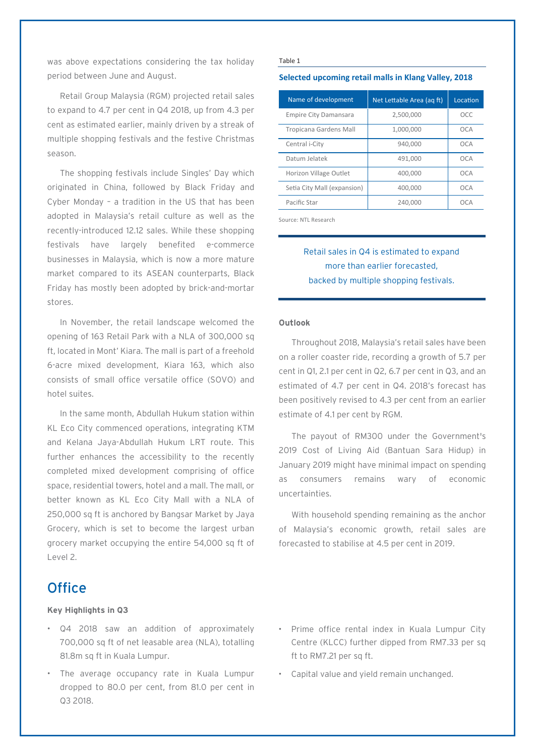was above expectations considering the tax holiday period between June and August.

Retail Group Malaysia (RGM) projected retail sales to expand to 4.7 per cent in Q4 2018, up from 4.3 per cent as estimated earlier, mainly driven by a streak of multiple shopping festivals and the festive Christmas season.

The shopping festivals include Singles' Day which originated in China, followed by Black Friday and Cyber Monday – a tradition in the US that has been adopted in Malaysia's retail culture as well as the recently-introduced 12.12 sales. While these shopping festivals have largely benefited e-commerce businesses in Malaysia, which is now a more mature market compared to its ASEAN counterparts, Black Friday has mostly been adopted by brick-and-mortar stores.

In November, the retail landscape welcomed the opening of 163 Retail Park with a NLA of 300,000 sq ft, located in Mont' Kiara. The mall is part of a freehold 6-acre mixed development, Kiara 163, which also consists of small office versatile office (SOVO) and hotel suites.

In the same month, Abdullah Hukum station within KL Eco City commenced operations, integrating KTM and Kelana Jaya-Abdullah Hukum LRT route. This further enhances the accessibility to the recently completed mixed development comprising of office space, residential towers, hotel and a mall. The mall, or better known as KL Eco City Mall with a NLA of 250,000 sq ft is anchored by Bangsar Market by Jaya Grocery, which is set to become the largest urban grocery market occupying the entire 54,000 sq ft of Level 2.

Table 1

**Selected upcoming retail malls in Klang Valley, 2018**

| Name of development | Net Lettable Area (aq ft) | Location |
|---|---|---|
| Empire City Damansara | 2,500,000 | OCC |
| Tropicana Gardens Mall | 1,000,000 | OCA |
| Central i-City | 940,000 | OCA |
| Datum Jelatek | 491,000 | OCA |
| Horizon Village Outlet | 400,000 | OCA |
| Setia City Mall (expansion) | 400,000 | OCA |
| Pacific Star | 240,000 | OCA |

Source: NTL Research

> Retail sales in Q4 is estimated to expand more than earlier forecasted, backed by multiple shopping festivals.

**Outlook**

Throughout 2018, Malaysia's retail sales have been on a roller coaster ride, recording a growth of 5.7 per cent in Q1, 2.1 per cent in Q2, 6.7 per cent in Q3, and an estimated of 4.7 per cent in Q4. 2018's forecast has been positively revised to 4.3 per cent from an earlier estimate of 4.1 per cent by RGM.

The payout of RM300 under the Government's 2019 Cost of Living Aid (Bantuan Sara Hidup) in January 2019 might have minimal impact on spending as consumers remains wary of economic uncertainties.

With household spending remaining as the anchor of Malaysia's economic growth, retail sales are forecasted to stabilise at 4.5 per cent in 2019.

## Office

**Key Highlights in Q3**

- Q4 2018 saw an addition of approximately 700,000 sq ft of net leasable area (NLA), totalling 81.8m sq ft in Kuala Lumpur.
- The average occupancy rate in Kuala Lumpur dropped to 80.0 per cent, from 81.0 per cent in Q3 2018.
- Prime office rental index in Kuala Lumpur City Centre (KLCC) further dipped from RM7.33 per sq ft to RM7.21 per sq ft.
- Capital value and yield remain unchanged.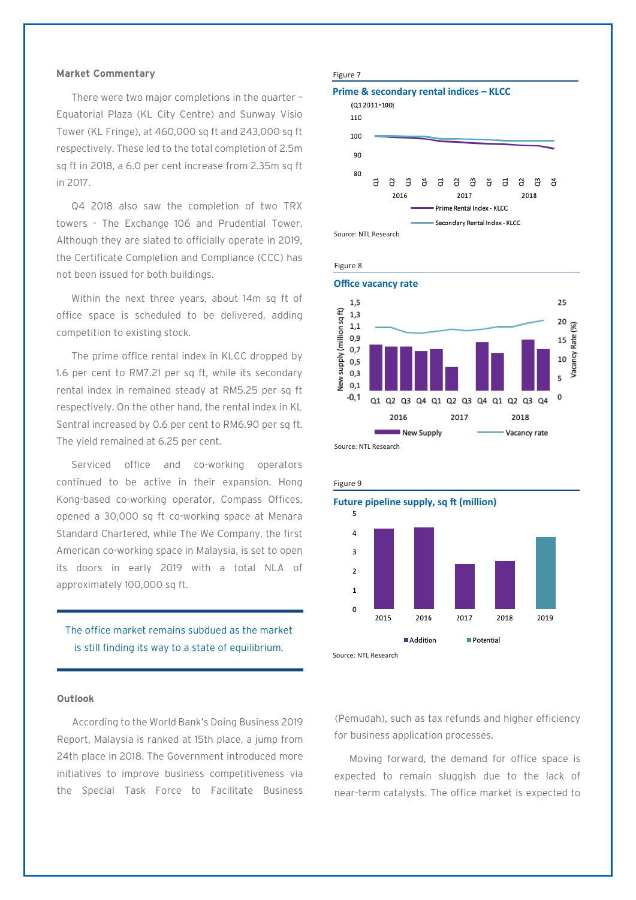## Market Commentary

There were two major completions in the quarter – Equatorial Plaza (KL City Centre) and Sunway Visio Tower (KL Fringe), at 460,000 sq ft and 243,000 sq ft respectively. These led to the total completion of 2.5m sq ft in 2018, a 6.0 per cent increase from 2.35m sq ft in 2017.

Q4 2018 also saw the completion of two TRX towers - The Exchange 106 and Prudential Tower. Although they are slated to officially operate in 2019, the Certificate Completion and Compliance (CCC) has not been issued for both buildings.

Within the next three years, about 14m sq ft of office space is scheduled to be delivered, adding competition to existing stock.

The prime office rental index in KLCC dropped by 1.6 per cent to RM7.21 per sq ft, while its secondary rental index in remained steady at RM5.25 per sq ft respectively. On the other hand, the rental index in KL Sentral increased by 0.6 per cent to RM6.90 per sq ft. The yield remained at 6.25 per cent.

Serviced office and co-working operators continued to be active in their expansion. Hong Kong-based co-working operator, Compass Offices, opened a 30,000 sq ft co-working space at Menara Standard Chartered, while The We Company, the first American co-working space in Malaysia, is set to open its doors in early 2019 with a total NLA of approximately 100,000 sq ft.

> The office market remains subdued as the market is still finding its way to a state of equilibrium.

Figure 7

**Prime & secondary rental indices – KLCC**

(Q1 2011=100)

Source: NTL Research

Figure 8

**Office vacancy rate**

Source: NTL Research

Figure 9

**Future pipeline supply, sq ft (million)**

Source: NTL Research

## Outlook

According to the World Bank's Doing Business 2019 Report, Malaysia is ranked at 15th place, a jump from 24th place in 2018. The Government introduced more initiatives to improve business competitiveness via the Special Task Force to Facilitate Business (Pemudah), such as tax refunds and higher efficiency for business application processes.

Moving forward, the demand for office space is expected to remain sluggish due to the lack of near-term catalysts. The office market is expected to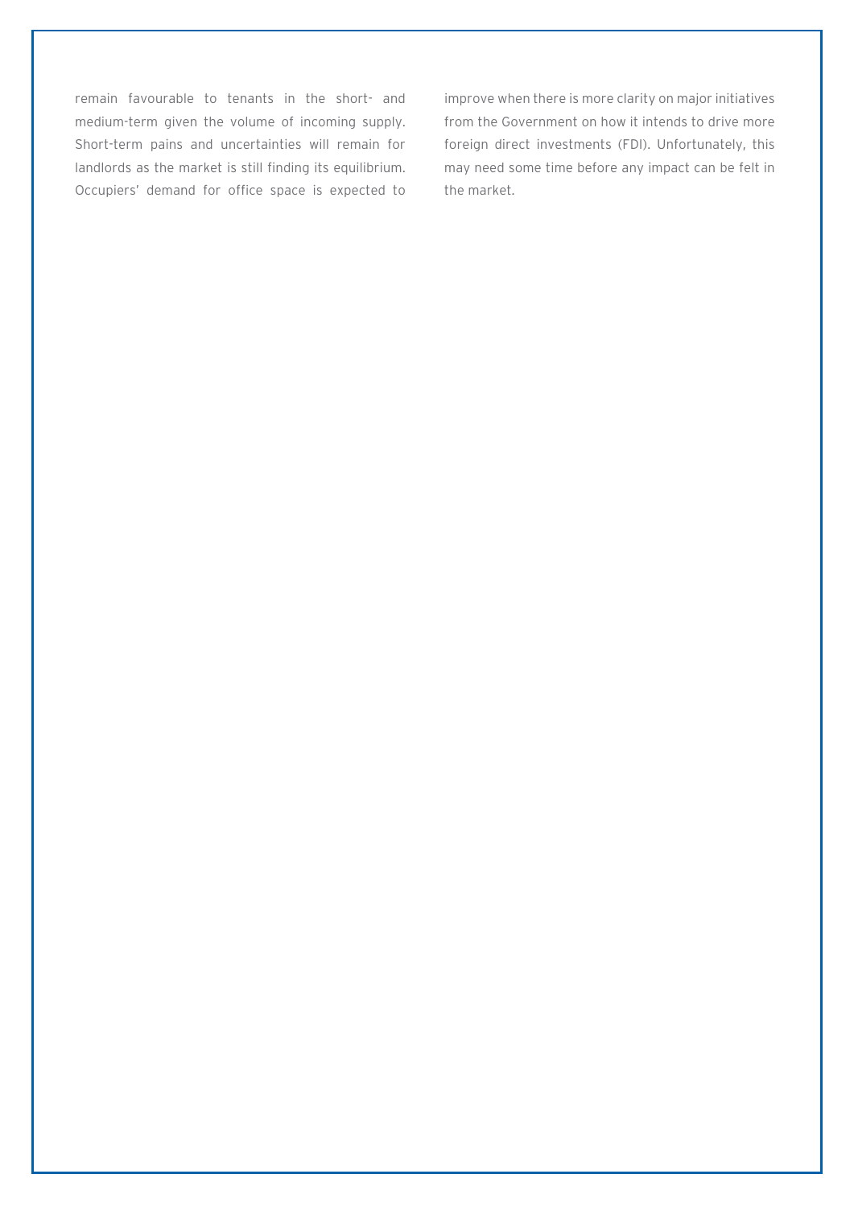remain favourable to tenants in the short- and medium-term given the volume of incoming supply. Short-term pains and uncertainties will remain for landlords as the market is still finding its equilibrium. Occupiers' demand for office space is expected to improve when there is more clarity on major initiatives from the Government on how it intends to drive more foreign direct investments (FDI). Unfortunately, this may need some time before any impact can be felt in the market.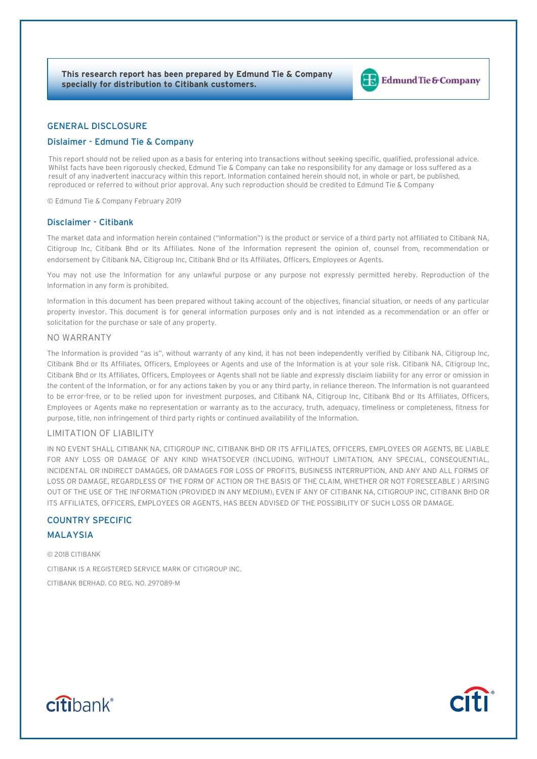**This research report has been prepared by Edmund Tie & Company specially for distribution to Citibank customers.**

Edmund Tie & Company

## GENERAL DISCLOSURE

### Dislaimer - Edmund Tie & Company

This report should not be relied upon as a basis for entering into transactions without seeking specific, qualified, professional advice. Whilst facts have been rigorously checked, Edmund Tie & Company can take no responsibility for any damage or loss suffered as a result of any inadvertent inaccuracy within this report. Information contained herein should not, in whole or part, be published, reproduced or referred to without prior approval. Any such reproduction should be credited to Edmund Tie & Company

© Edmund Tie & Company February 2019

### Disclaimer - Citibank

The market data and information herein contained ("Information") is the product or service of a third party not affiliated to Citibank NA, Citigroup Inc, Citibank Bhd or Its Affiliates. None of the Information represent the opinion of, counsel from, recommendation or endorsement by Citibank NA, Citigroup Inc, Citibank Bhd or Its Affiliates, Officers, Employees or Agents.

You may not use the Information for any unlawful purpose or any purpose not expressly permitted hereby. Reproduction of the Information in any form is prohibited.

Information in this document has been prepared without taking account of the objectives, financial situation, or needs of any particular property investor. This document is for general information purposes only and is not intended as a recommendation or an offer or solicitation for the purchase or sale of any property.

#### NO WARRANTY

The Information is provided "as is", without warranty of any kind, it has not been independently verified by Citibank NA, Citigroup Inc, Citibank Bhd or Its Affiliates, Officers, Employees or Agents and use of the Information is at your sole risk. Citibank NA, Citigroup Inc, Citibank Bhd or Its Affiliates, Officers, Employees or Agents shall not be liable and expressly disclaim liability for any error or omission in the content of the Information, or for any actions taken by you or any third party, in reliance thereon. The Information is not guaranteed to be error-free, or to be relied upon for investment purposes, and Citibank NA, Citigroup Inc, Citibank Bhd or Its Affiliates, Officers, Employees or Agents make no representation or warranty as to the accuracy, truth, adequacy, timeliness or completeness, fitness for purpose, title, non infringement of third party rights or continued availability of the Information.

#### LIMITATION OF LIABILITY

IN NO EVENT SHALL CITIBANK NA, CITIGROUP INC, CITIBANK BHD OR ITS AFFILIATES, OFFICERS, EMPLOYEES OR AGENTS, BE LIABLE FOR ANY LOSS OR DAMAGE OF ANY KIND WHATSOEVER (INCLUDING, WITHOUT LIMITATION, ANY SPECIAL, CONSEQUENTIAL, INCIDENTAL OR INDIRECT DAMAGES, OR DAMAGES FOR LOSS OF PROFITS, BUSINESS INTERRUPTION, AND ANY AND ALL FORMS OF LOSS OR DAMAGE, REGARDLESS OF THE FORM OF ACTION OR THE BASIS OF THE CLAIM, WHETHER OR NOT FORESEEABLE ) ARISING OUT OF THE USE OF THE INFORMATION (PROVIDED IN ANY MEDIUM), EVEN IF ANY OF CITIBANK NA, CITIGROUP INC, CITIBANK BHD OR ITS AFFILIATES, OFFICERS, EMPLOYEES OR AGENTS, HAS BEEN ADVISED OF THE POSSIBILITY OF SUCH LOSS OR DAMAGE.

## COUNTRY SPECIFIC

### MALAYSIA

© 2018 CITIBANK

CITIBANK IS A REGISTERED SERVICE MARK OF CITIGROUP INC.

CITIBANK BERHAD. CO REG. NO. 297089-M

citibank®

citi®